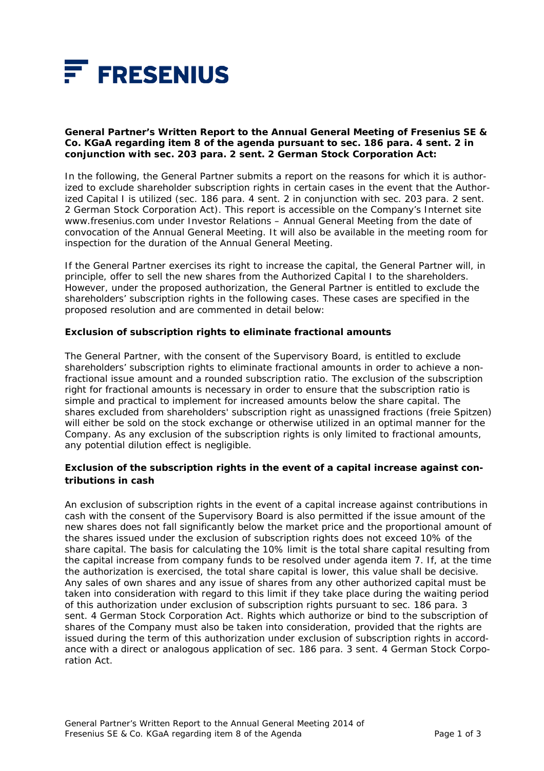FRESENIUS

**General Partner's Written Report to the Annual General Meeting of Fresenius SE & Co. KGaA regarding item 8 of the agenda pursuant to sec. 186 para. 4 sent. 2 in conjunction with sec. 203 para. 2 sent. 2 German Stock Corporation Act:**

In the following, the General Partner submits a report on the reasons for which it is authorized to exclude shareholder subscription rights in certain cases in the event that the Authorized Capital I is utilized (sec. 186 para. 4 sent. 2 in conjunction with sec. 203 para. 2 sent. 2 German Stock Corporation Act). This report is accessible on the Company's Internet site www.fresenius.com under Investor Relations – Annual General Meeting from the date of convocation of the Annual General Meeting. It will also be available in the meeting room for inspection for the duration of the Annual General Meeting.

If the General Partner exercises its right to increase the capital, the General Partner will, in principle, offer to sell the new shares from the Authorized Capital I to the shareholders. However, under the proposed authorization, the General Partner is entitled to exclude the shareholders' subscription rights in the following cases. These cases are specified in the proposed resolution and are commented in detail below:

**Exclusion of subscription rights to eliminate fractional amounts**

The General Partner, with the consent of the Supervisory Board, is entitled to exclude shareholders' subscription rights to eliminate fractional amounts in order to achieve a non-fractional issue amount and a rounded subscription ratio. The exclusion of the subscription right for fractional amounts is necessary in order to ensure that the subscription ratio is simple and practical to implement for increased amounts below the share capital. The shares excluded from shareholders' subscription right as unassigned fractions (freie Spitzen) will either be sold on the stock exchange or otherwise utilized in an optimal manner for the Company. As any exclusion of the subscription rights is only limited to fractional amounts, any potential dilution effect is negligible.

**Exclusion of the subscription rights in the event of a capital increase against contributions in cash**

An exclusion of subscription rights in the event of a capital increase against contributions in cash with the consent of the Supervisory Board is also permitted if the issue amount of the new shares does not fall significantly below the market price and the proportional amount of the shares issued under the exclusion of subscription rights does not exceed 10% of the share capital. The basis for calculating the 10% limit is the total share capital resulting from the capital increase from company funds to be resolved under agenda item 7. If, at the time the authorization is exercised, the total share capital is lower, this value shall be decisive. Any sales of own shares and any issue of shares from any other authorized capital must be taken into consideration with regard to this limit if they take place during the waiting period of this authorization under exclusion of subscription rights pursuant to sec. 186 para. 3 sent. 4 German Stock Corporation Act. Rights which authorize or bind to the subscription of shares of the Company must also be taken into consideration, provided that the rights are issued during the term of this authorization under exclusion of subscription rights in accordance with a direct or analogous application of sec. 186 para. 3 sent. 4 German Stock Corporation Act.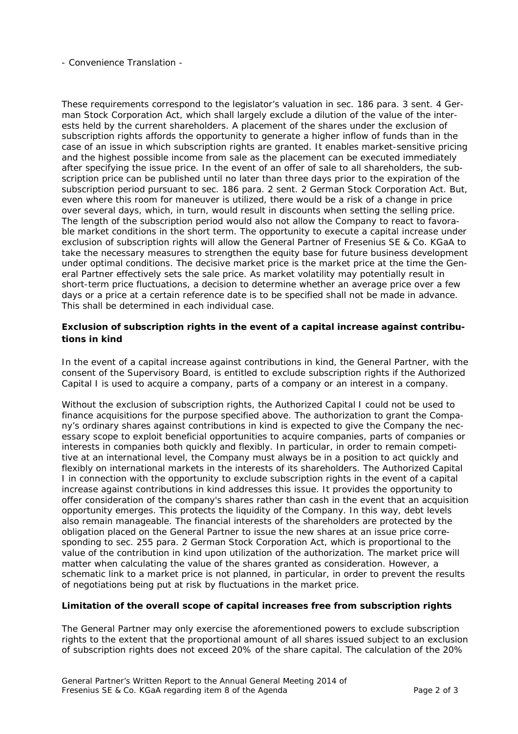- Convenience Translation -

These requirements correspond to the legislator's valuation in sec. 186 para. 3 sent. 4 German Stock Corporation Act, which shall largely exclude a dilution of the value of the interests held by the current shareholders. A placement of the shares under the exclusion of subscription rights affords the opportunity to generate a higher inflow of funds than in the case of an issue in which subscription rights are granted. It enables market-sensitive pricing and the highest possible income from sale as the placement can be executed immediately after specifying the issue price. In the event of an offer of sale to all shareholders, the subscription price can be published until no later than three days prior to the expiration of the subscription period pursuant to sec. 186 para. 2 sent. 2 German Stock Corporation Act. But, even where this room for maneuver is utilized, there would be a risk of a change in price over several days, which, in turn, would result in discounts when setting the selling price. The length of the subscription period would also not allow the Company to react to favorable market conditions in the short term. The opportunity to execute a capital increase under exclusion of subscription rights will allow the General Partner of Fresenius SE & Co. KGaA to take the necessary measures to strengthen the equity base for future business development under optimal conditions. The decisive market price is the market price at the time the General Partner effectively sets the sale price. As market volatility may potentially result in short-term price fluctuations, a decision to determine whether an average price over a few days or a price at a certain reference date is to be specified shall not be made in advance. This shall be determined in each individual case.

**Exclusion of subscription rights in the event of a capital increase against contributions in kind**

In the event of a capital increase against contributions in kind, the General Partner, with the consent of the Supervisory Board, is entitled to exclude subscription rights if the Authorized Capital I is used to acquire a company, parts of a company or an interest in a company.

Without the exclusion of subscription rights, the Authorized Capital I could not be used to finance acquisitions for the purpose specified above. The authorization to grant the Company's ordinary shares against contributions in kind is expected to give the Company the necessary scope to exploit beneficial opportunities to acquire companies, parts of companies or interests in companies both quickly and flexibly. In particular, in order to remain competitive at an international level, the Company must always be in a position to act quickly and flexibly on international markets in the interests of its shareholders. The Authorized Capital I in connection with the opportunity to exclude subscription rights in the event of a capital increase against contributions in kind addresses this issue. It provides the opportunity to offer consideration of the company's shares rather than cash in the event that an acquisition opportunity emerges. This protects the liquidity of the Company. In this way, debt levels also remain manageable. The financial interests of the shareholders are protected by the obligation placed on the General Partner to issue the new shares at an issue price corresponding to sec. 255 para. 2 German Stock Corporation Act, which is proportional to the value of the contribution in kind upon utilization of the authorization. The market price will matter when calculating the value of the shares granted as consideration. However, a schematic link to a market price is not planned, in particular, in order to prevent the results of negotiations being put at risk by fluctuations in the market price.

**Limitation of the overall scope of capital increases free from subscription rights**

The General Partner may only exercise the aforementioned powers to exclude subscription rights to the extent that the proportional amount of all shares issued subject to an exclusion of subscription rights does not exceed 20% of the share capital. The calculation of the 20%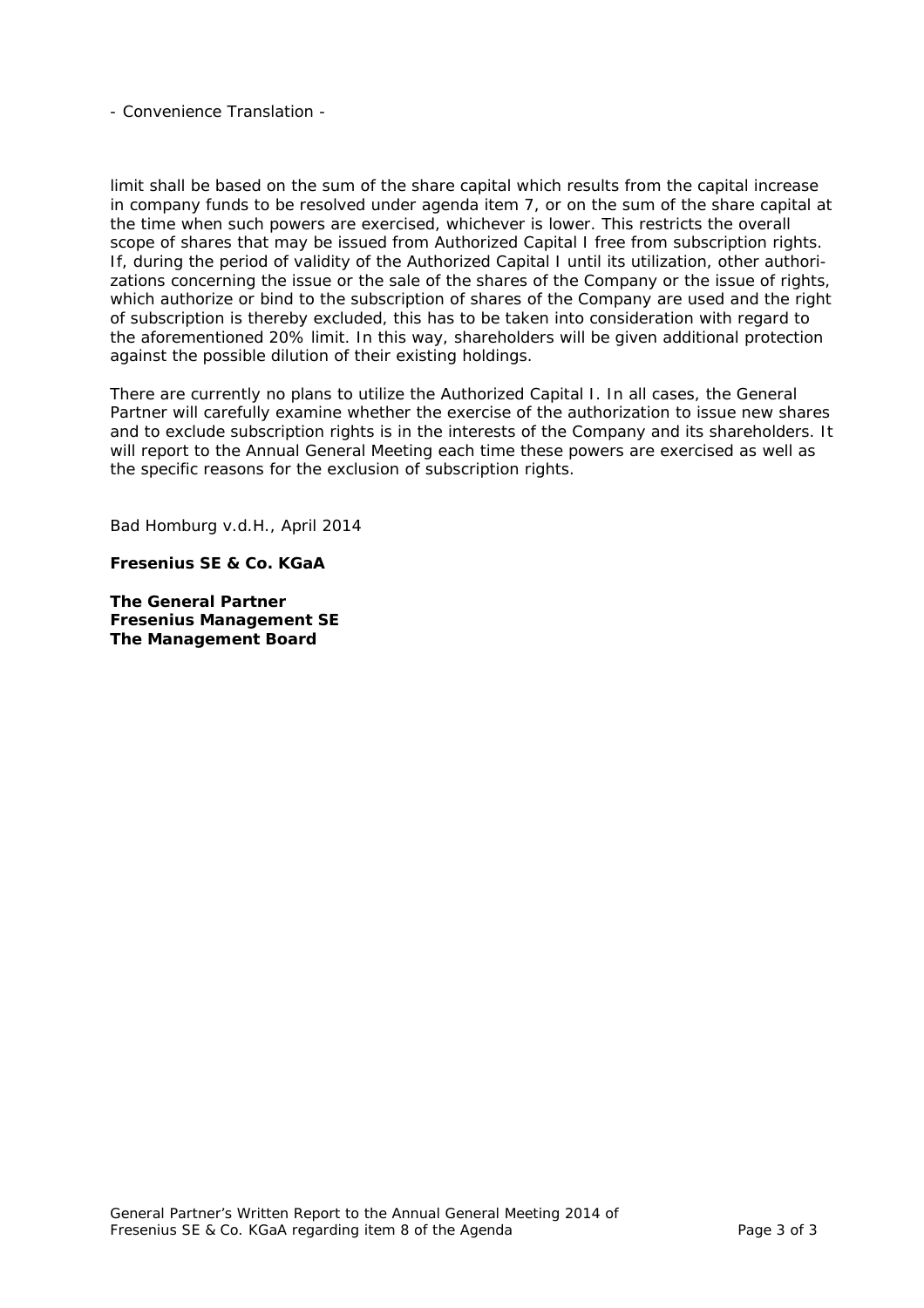- Convenience Translation -

limit shall be based on the sum of the share capital which results from the capital increase in company funds to be resolved under agenda item 7, or on the sum of the share capital at the time when such powers are exercised, whichever is lower. This restricts the overall scope of shares that may be issued from Authorized Capital I free from subscription rights. If, during the period of validity of the Authorized Capital I until its utilization, other authorizations concerning the issue or the sale of the shares of the Company or the issue of rights, which authorize or bind to the subscription of shares of the Company are used and the right of subscription is thereby excluded, this has to be taken into consideration with regard to the aforementioned 20% limit. In this way, shareholders will be given additional protection against the possible dilution of their existing holdings.

There are currently no plans to utilize the Authorized Capital I. In all cases, the General Partner will carefully examine whether the exercise of the authorization to issue new shares and to exclude subscription rights is in the interests of the Company and its shareholders. It will report to the Annual General Meeting each time these powers are exercised as well as the specific reasons for the exclusion of subscription rights.

Bad Homburg v.d.H., April 2014

**Fresenius SE & Co. KGaA**

**The General Partner**
**Fresenius Management SE**
**The Management Board**